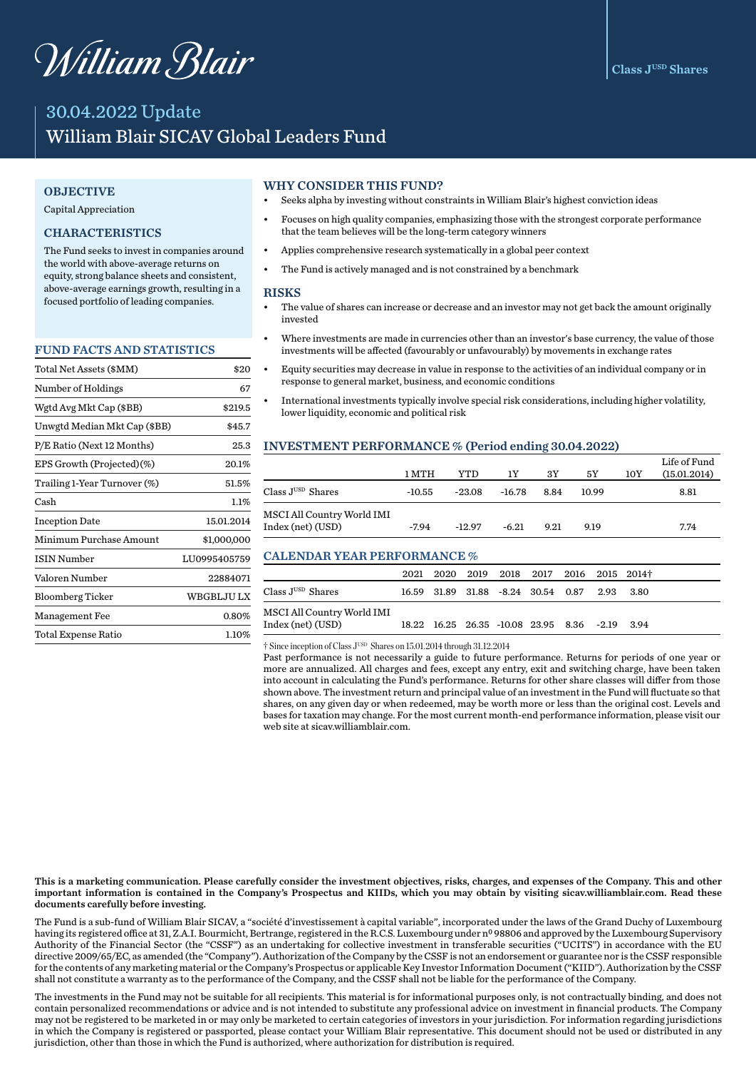William Blair

Class J$^{USD}$ Shares

# 30.04.2022 Update

# William Blair SICAV Global Leaders Fund

## OBJECTIVE

Capital Appreciation

## CHARACTERISTICS

The Fund seeks to invest in companies around the world with above-average returns on equity, strong balance sheets and consistent, above-average earnings growth, resulting in a focused portfolio of leading companies.

## FUND FACTS AND STATISTICS

| | |
|---|---|
| Total Net Assets ($MM) | $20 |
| Number of Holdings | 67 |
| Wgtd Avg Mkt Cap ($BB) | $219.5 |
| Unwgtd Median Mkt Cap ($BB) | $45.7 |
| P/E Ratio (Next 12 Months) | 25.3 |
| EPS Growth (Projected)(%) | 20.1% |
| Trailing 1-Year Turnover (%) | 51.5% |
| Cash | 1.1% |
| Inception Date | 15.01.2014 |
| Minimum Purchase Amount | $1,000,000 |
| ISIN Number | LU0995405759 |
| Valoren Number | 22884071 |
| Bloomberg Ticker | WBGBLJU LX |
| Management Fee | 0.80% |
| Total Expense Ratio | 1.10% |

## WHY CONSIDER THIS FUND?

- Seeks alpha by investing without constraints in William Blair's highest conviction ideas
- Focuses on high quality companies, emphasizing those with the strongest corporate performance that the team believes will be the long-term category winners
- Applies comprehensive research systematically in a global peer context
- The Fund is actively managed and is not constrained by a benchmark

## RISKS

- The value of shares can increase or decrease and an investor may not get back the amount originally invested
- Where investments are made in currencies other than an investor's base currency, the value of those investments will be affected (favourably or unfavourably) by movements in exchange rates
- Equity securities may decrease in value in response to the activities of an individual company or in response to general market, business, and economic conditions
- International investments typically involve special risk considerations, including higher volatility, lower liquidity, economic and political risk

## INVESTMENT PERFORMANCE % (Period ending 30.04.2022)

| | 1 MTH | YTD | 1Y | 3Y | 5Y | 10Y | Life of Fund (15.01.2014) |
|---|---|---|---|---|---|---|---|
| Class J$^{USD}$ Shares | -10.55 | -23.08 | -16.78 | 8.84 | 10.99 | | 8.81 |
| MSCI All Country World IMI Index (net) (USD) | -7.94 | -12.97 | -6.21 | 9.21 | 9.19 | | 7.74 |

## CALENDAR YEAR PERFORMANCE %

| | 2021 | 2020 | 2019 | 2018 | 2017 | 2016 | 2015 | 2014† |
|---|---|---|---|---|---|---|---|---|
| Class J$^{USD}$ Shares | 16.59 | 31.89 | 31.88 | -8.24 | 30.54 | 0.87 | 2.93 | 3.80 |
| MSCI All Country World IMI Index (net) (USD) | 18.22 | 16.25 | 26.35 | -10.08 | 23.95 | 8.36 | -2.19 | 3.94 |

† Since inception of Class J$^{USD}$ Shares on 15.01.2014 through 31.12.2014

Past performance is not necessarily a guide to future performance. Returns for periods of one year or more are annualized. All charges and fees, except any entry, exit and switching charge, have been taken into account in calculating the Fund's performance. Returns for other share classes will differ from those shown above. The investment return and principal value of an investment in the Fund will fluctuate so that shares, on any given day or when redeemed, may be worth more or less than the original cost. Levels and bases for taxation may change. For the most current month-end performance information, please visit our web site at sicav.williamblair.com.

**This is a marketing communication. Please carefully consider the investment objectives, risks, charges, and expenses of the Company. This and other important information is contained in the Company's Prospectus and KIIDs, which you may obtain by visiting sicav.williamblair.com. Read these documents carefully before investing.**

The Fund is a sub-fund of William Blair SICAV, a "société d'investissement à capital variable", incorporated under the laws of the Grand Duchy of Luxembourg having its registered office at 31, Z.A.I. Bourmicht, Bertrange, registered in the R.C.S. Luxembourg under nº 98806 and approved by the Luxembourg Supervisory Authority of the Financial Sector (the "CSSF") as an undertaking for collective investment in transferable securities ("UCITS") in accordance with the EU directive 2009/65/EC, as amended (the "Company"). Authorization of the Company by the CSSF is not an endorsement or guarantee nor is the CSSF responsible for the contents of any marketing material or the Company's Prospectus or applicable Key Investor Information Document ("KIID"). Authorization by the CSSF shall not constitute a warranty as to the performance of the Company, and the CSSF shall not be liable for the performance of the Company.

The investments in the Fund may not be suitable for all recipients. This material is for informational purposes only, is not contractually binding, and does not contain personalized recommendations or advice and is not intended to substitute any professional advice on investment in financial products. The Company may not be registered to be marketed in or may only be marketed to certain categories of investors in your jurisdiction. For information regarding jurisdictions in which the Company is registered or passported, please contact your William Blair representative. This document should not be used or distributed in any jurisdiction, other than those in which the Fund is authorized, where authorization for distribution is required.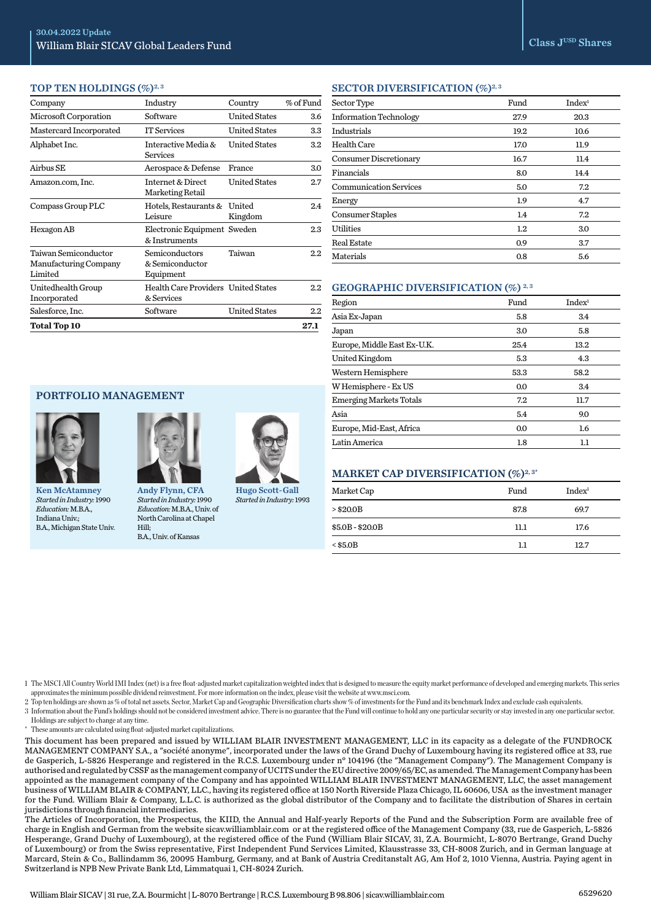30.04.2022 Update

William Blair SICAV Global Leaders Fund

Class J[USD] Shares

## TOP TEN HOLDINGS (%)[2, 3]

| Company | Industry | Country | % of Fund |
|---|---|---|---|
| Microsoft Corporation | Software | United States | 3.6 |
| Mastercard Incorporated | IT Services | United States | 3.3 |
| Alphabet Inc. | Interactive Media & Services | United States | 3.2 |
| Airbus SE | Aerospace & Defense | France | 3.0 |
| Amazon.com, Inc. | Internet & Direct Marketing Retail | United States | 2.7 |
| Compass Group PLC | Hotels, Restaurants & Leisure | United Kingdom | 2.4 |
| Hexagon AB | Electronic Equipment & Instruments | Sweden | 2.3 |
| Taiwan Semiconductor Manufacturing Company Limited | Semiconductors & Semiconductor Equipment | Taiwan | 2.2 |
| Unitedhealth Group Incorporated | Health Care Providers & Services | United States | 2.2 |
| Salesforce, Inc. | Software | United States | 2.2 |
| **Total Top 10** | | | **27.1** |

## PORTFOLIO MANAGEMENT

**Ken McAtamney**
*Started in Industry:* 1990
*Education:* M.B.A., Indiana Univ.; B.A., Michigan State Univ.

**Andy Flynn, CFA**
*Started in Industry:* 1990
*Education:* M.B.A., Univ. of North Carolina at Chapel Hill; B.A., Univ. of Kansas

**Hugo Scott-Gall**
*Started in Industry:* 1993

## SECTOR DIVERSIFICATION (%)[2, 3]

| Sector Type | Fund | Index[1] |
|---|---|---|
| Information Technology | 27.9 | 20.3 |
| Industrials | 19.2 | 10.6 |
| Health Care | 17.0 | 11.9 |
| Consumer Discretionary | 16.7 | 11.4 |
| Financials | 8.0 | 14.4 |
| Communication Services | 5.0 | 7.2 |
| Energy | 1.9 | 4.7 |
| Consumer Staples | 1.4 | 7.2 |
| Utilities | 1.2 | 3.0 |
| Real Estate | 0.9 | 3.7 |
| Materials | 0.8 | 5.6 |

## GEOGRAPHIC DIVERSIFICATION (%)[2, 3]

| Region | Fund | Index[1] |
|---|---|---|
| Asia Ex-Japan | 5.8 | 3.4 |
| Japan | 3.0 | 5.8 |
| Europe, Middle East Ex-U.K. | 25.4 | 13.2 |
| United Kingdom | 5.3 | 4.3 |
| Western Hemisphere | 53.3 | 58.2 |
| W Hemisphere - Ex US | 0.0 | 3.4 |
| Emerging Markets Totals | 7.2 | 11.7 |
| Asia | 5.4 | 9.0 |
| Europe, Mid-East, Africa | 0.0 | 1.6 |
| Latin America | 1.8 | 1.1 |

## MARKET CAP DIVERSIFICATION (%)[2, 3*]

| Market Cap | Fund | Index[1] |
|---|---|---|
| > $20.0B | 87.8 | 69.7 |
| $5.0B - $20.0B | 11.1 | 17.6 |
| < $5.0B | 1.1 | 12.7 |

1 The MSCI All Country World IMI Index (net) is a free float-adjusted market capitalization weighted index that is designed to measure the equity market performance of developed and emerging markets. This series approximates the minimum possible dividend reinvestment. For more information on the index, please visit the website at www.msci.com.

2 Top ten holdings are shown as % of total net assets. Sector, Market Cap and Geographic Diversification charts show % of investments for the Fund and its benchmark Index and exclude cash equivalents.

3 Information about the Fund's holdings should not be considered investment advice. There is no guarantee that the Fund will continue to hold any one particular security or stay invested in any one particular sector. Holdings are subject to change at any time.

\* These amounts are calculated using float-adjusted market capitalizations.

This document has been prepared and issued by WILLIAM BLAIR INVESTMENT MANAGEMENT, LLC in its capacity as a delegate of the FUNDROCK MANAGEMENT COMPANY S.A., a "société anonyme", incorporated under the laws of the Grand Duchy of Luxembourg having its registered office at 33, rue de Gasperich, L-5826 Hesperange and registered in the R.C.S. Luxembourg under n° 104196 (the "Management Company"). The Management Company is authorised and regulated by CSSF as the management company of UCITS under the EU directive 2009/65/EC, as amended. The Management Company has been appointed as the management company of the Company and has appointed WILLIAM BLAIR INVESTMENT MANAGEMENT, LLC, the asset management business of WILLIAM BLAIR & COMPANY, LLC., having its registered office at 150 North Riverside Plaza Chicago, IL 60606, USA as the investment manager for the Fund. William Blair & Company, L.L.C. is authorized as the global distributor of the Company and to facilitate the distribution of Shares in certain jurisdictions through financial intermediaries.

The Articles of Incorporation, the Prospectus, the KIID, the Annual and Half-yearly Reports of the Fund and the Subscription Form are available free of charge in English and German from the website sicav.williamblair.com or at the registered office of the Management Company (33, rue de Gasperich, L-5826 Hesperange, Grand Duchy of Luxembourg), at the registered office of the Fund (William Blair SICAV, 31, Z.A. Bourmicht, L-8070 Bertrange, Grand Duchy of Luxembourg) or from the Swiss representative, First Independent Fund Services Limited, Klausstrasse 33, CH-8008 Zurich, and in German language at Marcard, Stein & Co., Ballindamm 36, 20095 Hamburg, Germany, and at Bank of Austria Creditanstalt AG, Am Hof 2, 1010 Vienna, Austria. Paying agent in Switzerland is NPB New Private Bank Ltd, Limmatquai 1, CH-8024 Zurich.

William Blair SICAV | 31 rue, Z.A. Bourmicht | L-8070 Bertrange | R.C.S. Luxembourg B 98.806 | sicav.williamblair.com

6529620